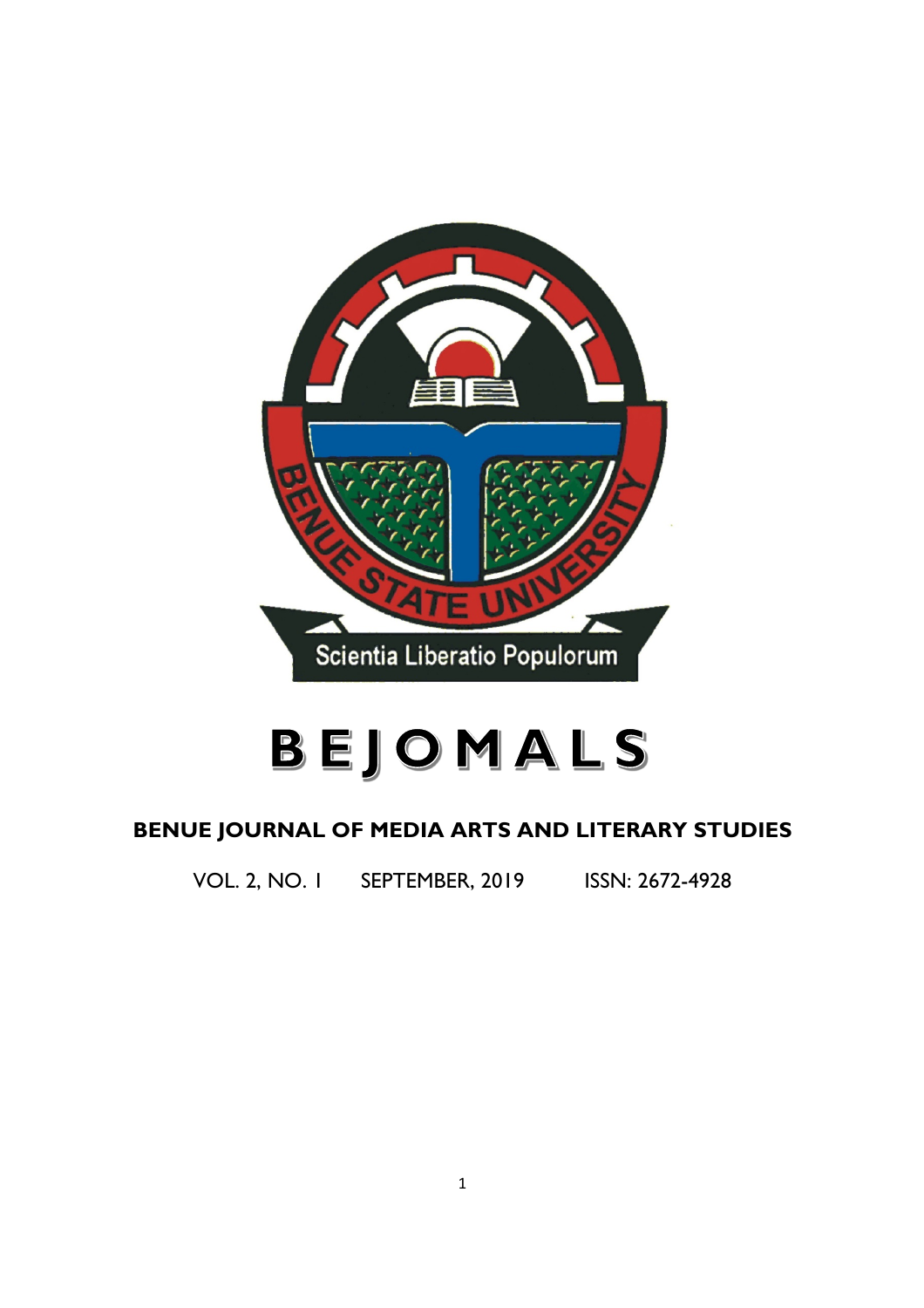# BEJOMALS

**BENUE JOURNAL OF MEDIA ARTS AND LITERARY STUDIES**

VOL. 2, NO. 1 SEPTEMBER, 2019 ISSN: 2672-4928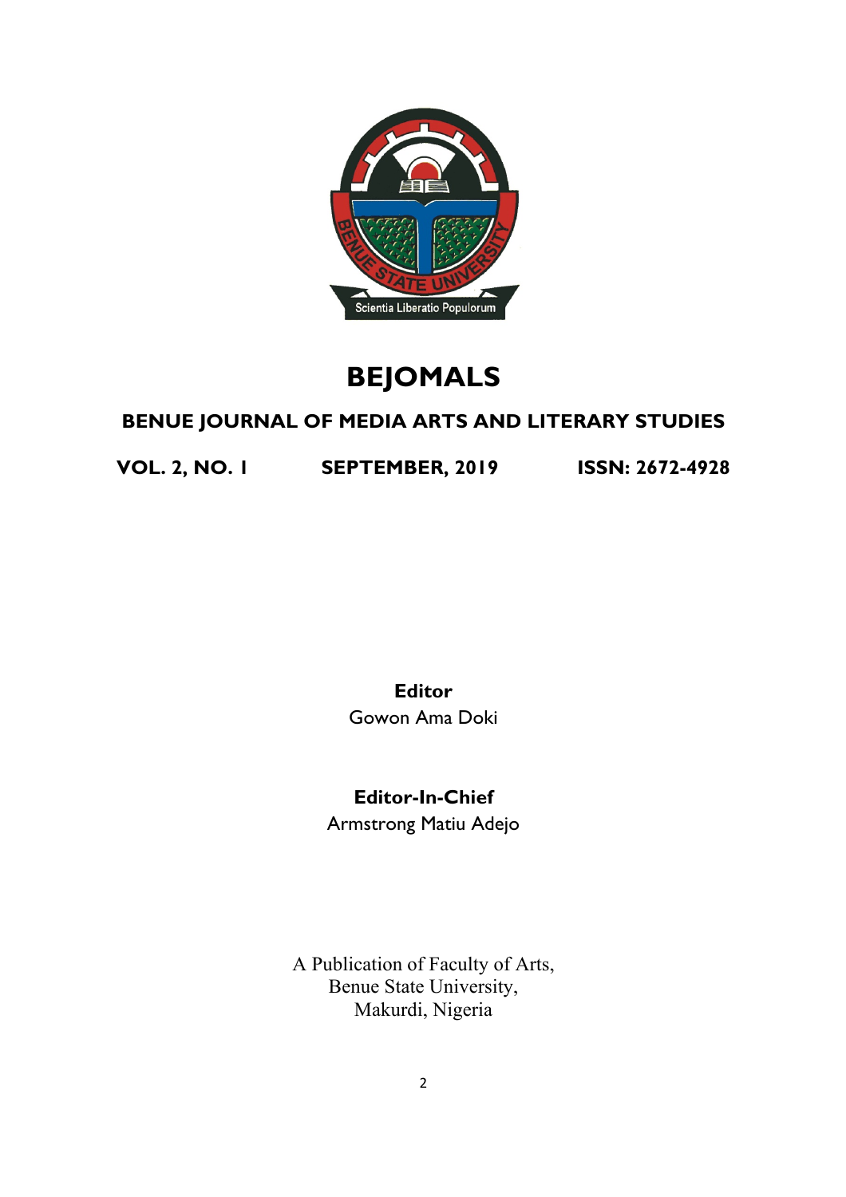# BEJOMALS

## BENUE JOURNAL OF MEDIA ARTS AND LITERARY STUDIES

**VOL. 2, NO. 1** **SEPTEMBER, 2019** **ISSN: 2672-4928**

**Editor**

Gowon Ama Doki

**Editor-In-Chief**

Armstrong Matiu Adejo

A Publication of Faculty of Arts,
Benue State University,
Makurdi, Nigeria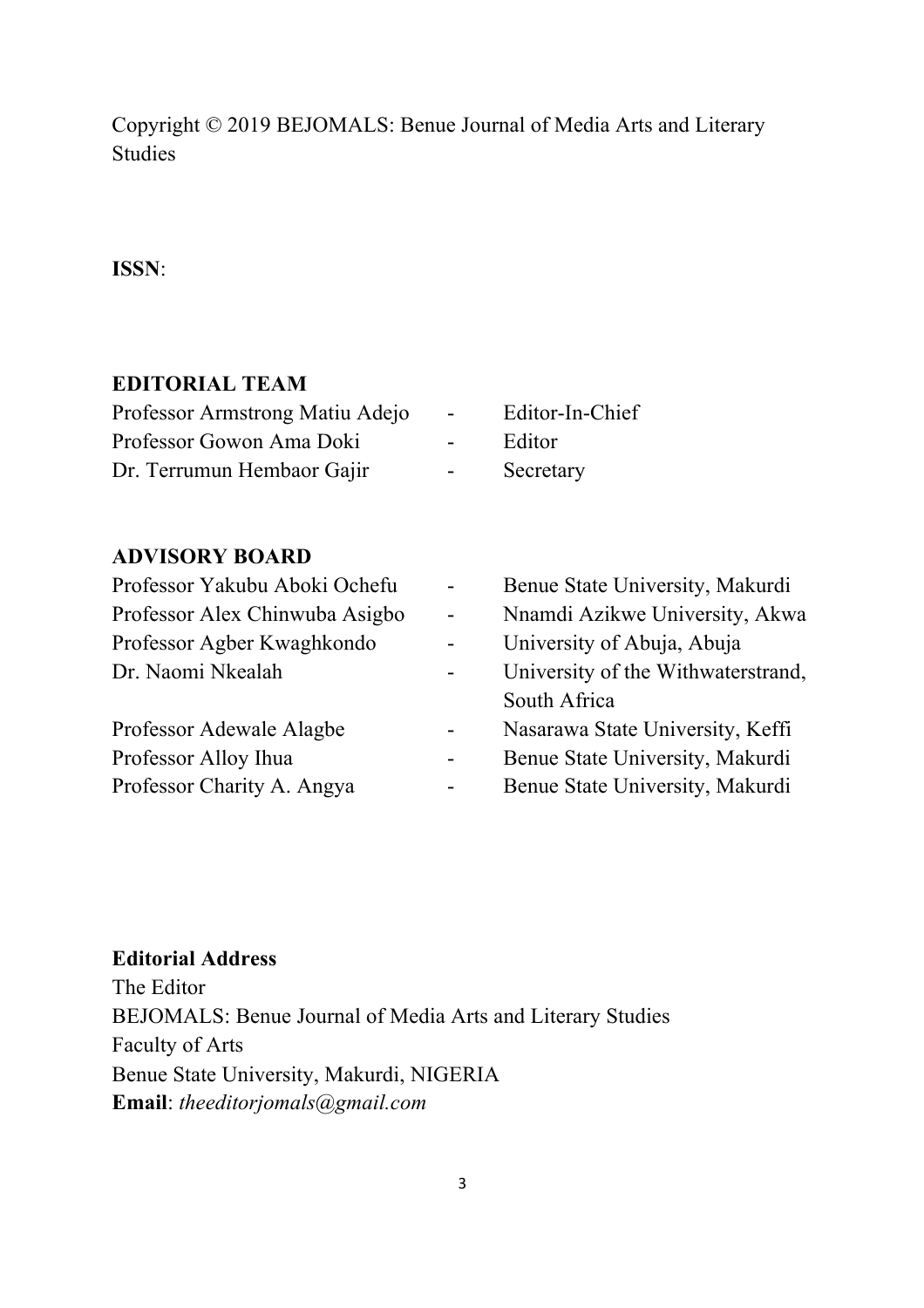Copyright © 2019 BEJOMALS: Benue Journal of Media Arts and Literary Studies

**ISSN**:

**EDITORIAL TEAM**

| | | |
|---|---|---|
| Professor Armstrong Matiu Adejo | - | Editor-In-Chief |
| Professor Gowon Ama Doki | - | Editor |
| Dr. Terrumun Hembaor Gajir | - | Secretary |

**ADVISORY BOARD**

| | | |
|---|---|---|
| Professor Yakubu Aboki Ochefu | - | Benue State University, Makurdi |
| Professor Alex Chinwuba Asigbo | - | Nnamdi Azikwe University, Akwa |
| Professor Agber Kwaghkondo | - | University of Abuja, Abuja |
| Dr. Naomi Nkealah | - | University of the Withwaterstrand, South Africa |
| Professor Adewale Alagbe | - | Nasarawa State University, Keffi |
| Professor Alloy Ihua | - | Benue State University, Makurdi |
| Professor Charity A. Angya | - | Benue State University, Makurdi |

**Editorial Address**
The Editor
BEJOMALS: Benue Journal of Media Arts and Literary Studies
Faculty of Arts
Benue State University, Makurdi, NIGERIA
**Email**: *theeditorjomals@gmail.com*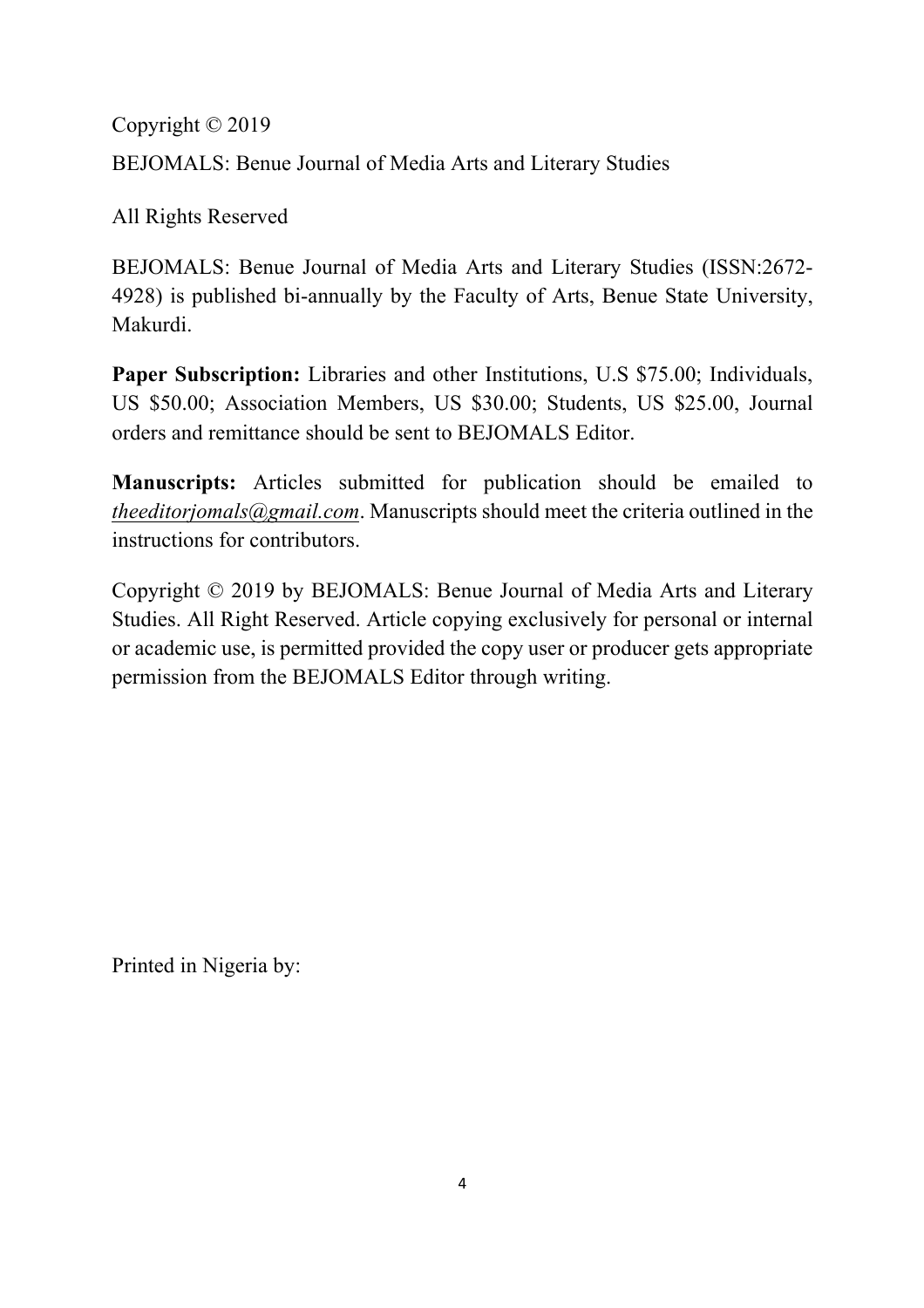Copyright © 2019

BEJOMALS: Benue Journal of Media Arts and Literary Studies

All Rights Reserved

BEJOMALS: Benue Journal of Media Arts and Literary Studies (ISSN:2672-4928) is published bi-annually by the Faculty of Arts, Benue State University, Makurdi.

**Paper Subscription:** Libraries and other Institutions, U.S $75.00; Individuals, US $50.00; Association Members, US $30.00; Students, US $25.00, Journal orders and remittance should be sent to BEJOMALS Editor.

**Manuscripts:** Articles submitted for publication should be emailed to *theeditorjomals@gmail.com*. Manuscripts should meet the criteria outlined in the instructions for contributors.

Copyright © 2019 by BEJOMALS: Benue Journal of Media Arts and Literary Studies. All Right Reserved. Article copying exclusively for personal or internal or academic use, is permitted provided the copy user or producer gets appropriate permission from the BEJOMALS Editor through writing.

Printed in Nigeria by: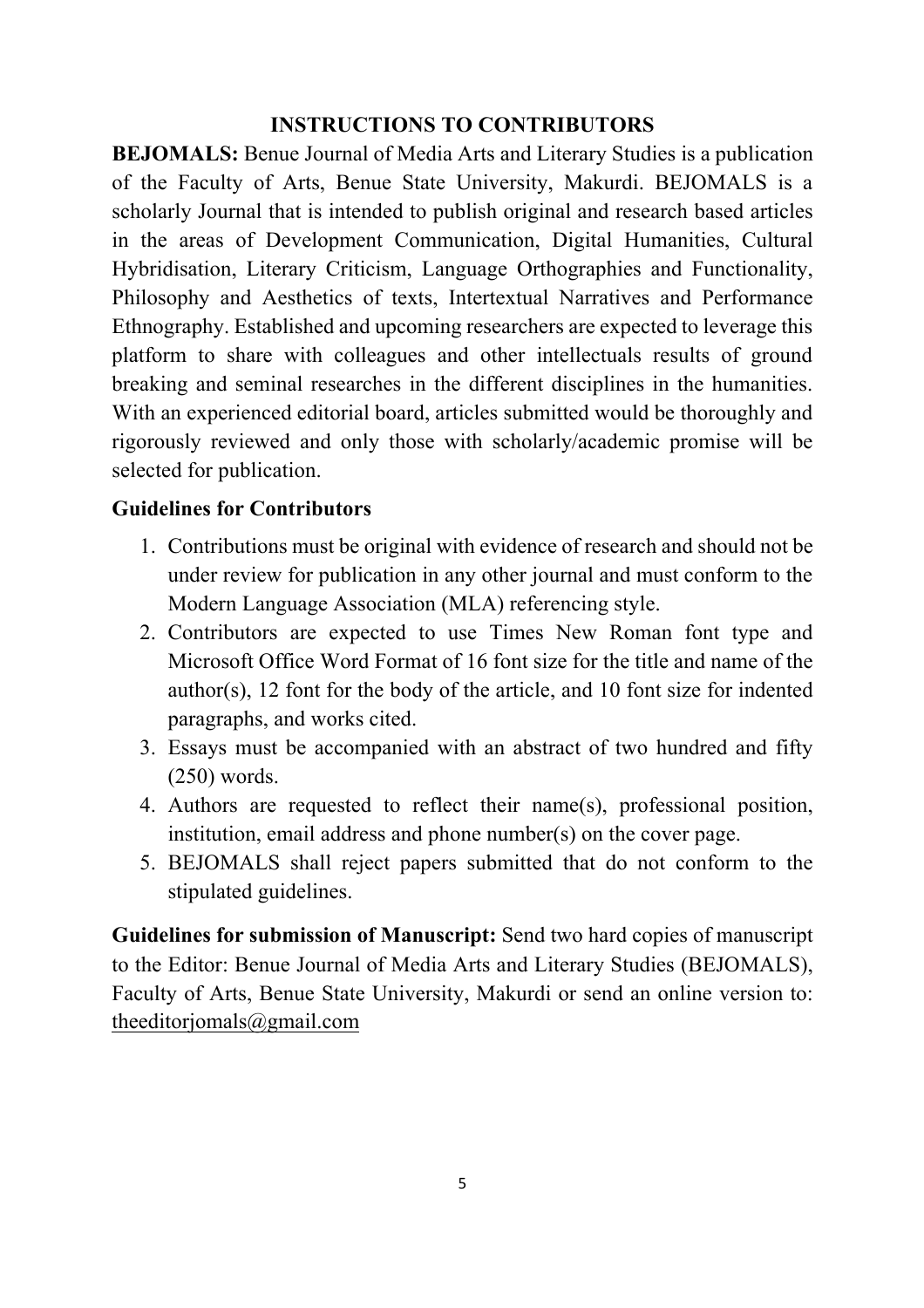## INSTRUCTIONS TO CONTRIBUTORS

**BEJOMALS:** Benue Journal of Media Arts and Literary Studies is a publication of the Faculty of Arts, Benue State University, Makurdi. BEJOMALS is a scholarly Journal that is intended to publish original and research based articles in the areas of Development Communication, Digital Humanities, Cultural Hybridisation, Literary Criticism, Language Orthographies and Functionality, Philosophy and Aesthetics of texts, Intertextual Narratives and Performance Ethnography. Established and upcoming researchers are expected to leverage this platform to share with colleagues and other intellectuals results of ground breaking and seminal researches in the different disciplines in the humanities. With an experienced editorial board, articles submitted would be thoroughly and rigorously reviewed and only those with scholarly/academic promise will be selected for publication.

### Guidelines for Contributors

1. Contributions must be original with evidence of research and should not be under review for publication in any other journal and must conform to the Modern Language Association (MLA) referencing style.
2. Contributors are expected to use Times New Roman font type and Microsoft Office Word Format of 16 font size for the title and name of the author(s), 12 font for the body of the article, and 10 font size for indented paragraphs, and works cited.
3. Essays must be accompanied with an abstract of two hundred and fifty (250) words.
4. Authors are requested to reflect their name(s), professional position, institution, email address and phone number(s) on the cover page.
5. BEJOMALS shall reject papers submitted that do not conform to the stipulated guidelines.

**Guidelines for submission of Manuscript:** Send two hard copies of manuscript to the Editor: Benue Journal of Media Arts and Literary Studies (BEJOMALS), Faculty of Arts, Benue State University, Makurdi or send an online version to: theeditorjomals@gmail.com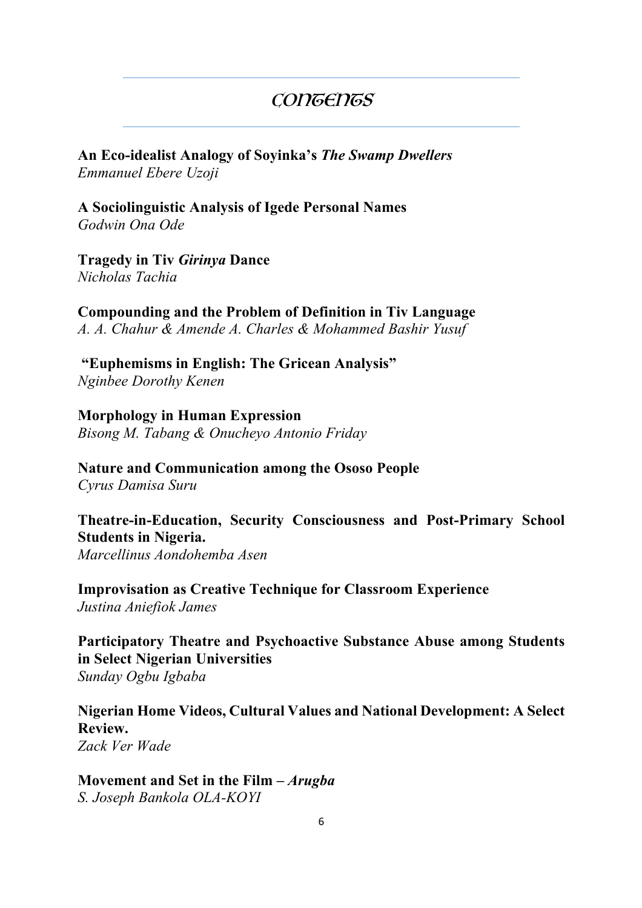# CONTENTS

**An Eco-idealist Analogy of Soyinka's *The Swamp Dwellers***
*Emmanuel Ebere Uzoji*

**A Sociolinguistic Analysis of Igede Personal Names**
*Godwin Ona Ode*

**Tragedy in Tiv *Girinya* Dance**
*Nicholas Tachia*

**Compounding and the Problem of Definition in Tiv Language**
*A. A. Chahur & Amende A. Charles & Mohammed Bashir Yusuf*

**"Euphemisms in English: The Gricean Analysis"**
*Nginbee Dorothy Kenen*

**Morphology in Human Expression**
*Bisong M. Tabang & Onucheyo Antonio Friday*

**Nature and Communication among the Ososo People**
*Cyrus Damisa Suru*

**Theatre-in-Education, Security Consciousness and Post-Primary School Students in Nigeria.**
*Marcellinus Aondohemba Asen*

**Improvisation as Creative Technique for Classroom Experience**
*Justina Aniefiok James*

**Participatory Theatre and Psychoactive Substance Abuse among Students in Select Nigerian Universities**
*Sunday Ogbu Igbaba*

**Nigerian Home Videos, Cultural Values and National Development: A Select Review.**
*Zack Ver Wade*

**Movement and Set in the Film – *Arugba***
*S. Joseph Bankola OLA-KOYI*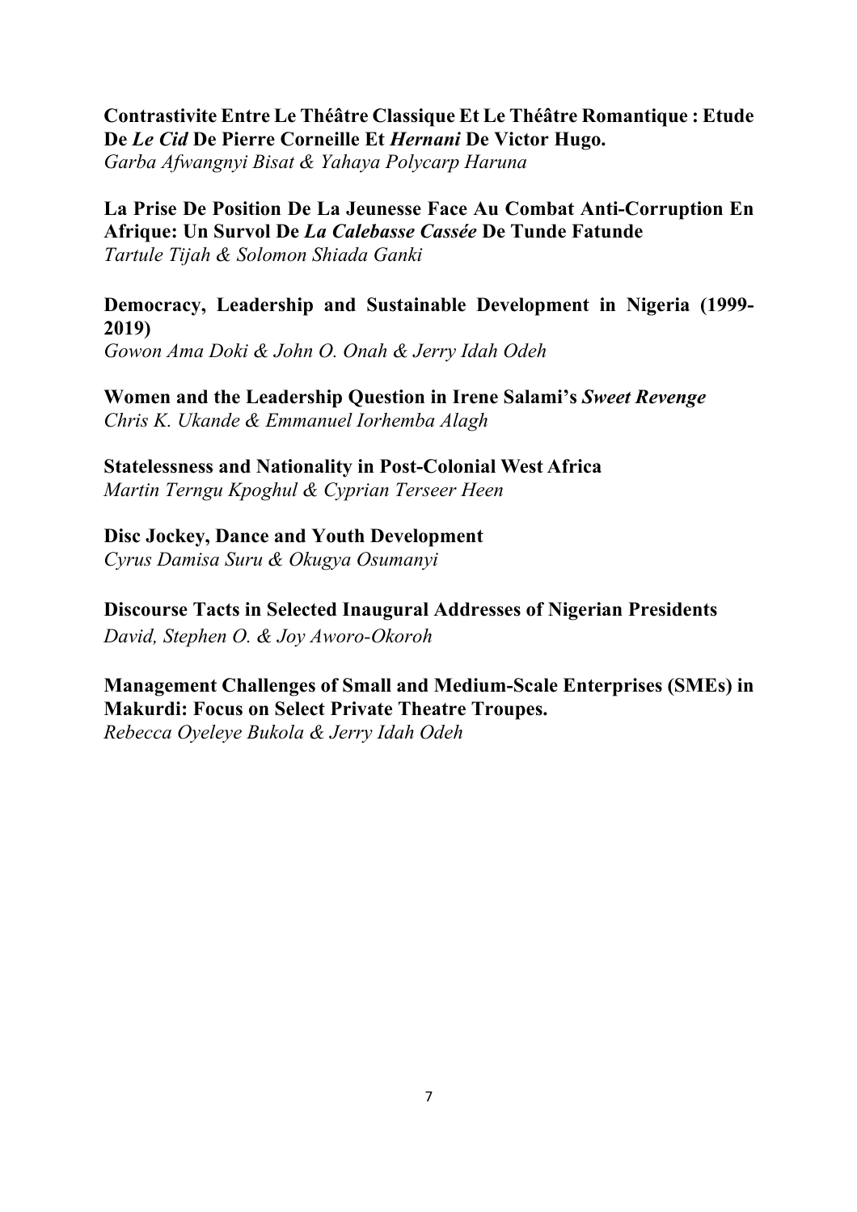**Contrastivite Entre Le Théâtre Classique Et Le Théâtre Romantique : Etude De *Le Cid* De Pierre Corneille Et *Hernani* De Victor Hugo.**
*Garba Afwangnyi Bisat & Yahaya Polycarp Haruna*

**La Prise De Position De La Jeunesse Face Au Combat Anti-Corruption En Afrique: Un Survol De *La Calebasse Cassée* De Tunde Fatunde**
*Tartule Tijah & Solomon Shiada Ganki*

**Democracy, Leadership and Sustainable Development in Nigeria (1999-2019)**
*Gowon Ama Doki & John O. Onah & Jerry Idah Odeh*

**Women and the Leadership Question in Irene Salami's *Sweet Revenge***
*Chris K. Ukande & Emmanuel Iorhemba Alagh*

**Statelessness and Nationality in Post-Colonial West Africa**
*Martin Terngu Kpoghul & Cyprian Terseer Heen*

**Disc Jockey, Dance and Youth Development**
*Cyrus Damisa Suru & Okugya Osumanyi*

**Discourse Tacts in Selected Inaugural Addresses of Nigerian Presidents**
*David, Stephen O. & Joy Aworo-Okoroh*

**Management Challenges of Small and Medium-Scale Enterprises (SMEs) in Makurdi: Focus on Select Private Theatre Troupes.**
*Rebecca Oyeleye Bukola & Jerry Idah Odeh*